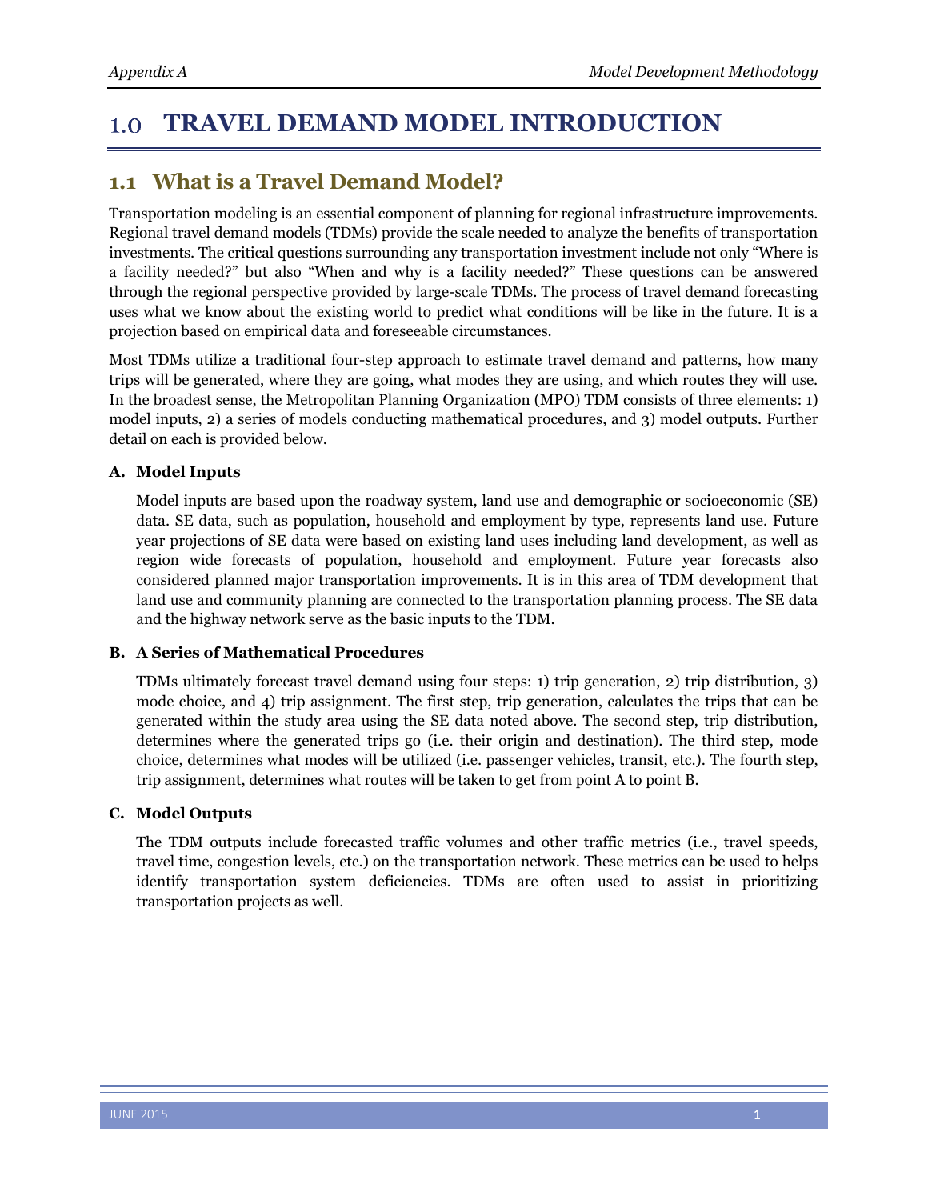# 1.0 TRAVEL DEMAND MODEL INTRODUCTION

## 1.1 What is a Travel Demand Model?

Transportation modeling is an essential component of planning for regional infrastructure improvements. Regional travel demand models (TDMs) provide the scale needed to analyze the benefits of transportation investments. The critical questions surrounding any transportation investment include not only "Where is a facility needed?" but also "When and why is a facility needed?" These questions can be answered through the regional perspective provided by large-scale TDMs. The process of travel demand forecasting uses what we know about the existing world to predict what conditions will be like in the future. It is a projection based on empirical data and foreseeable circumstances.

Most TDMs utilize a traditional four-step approach to estimate travel demand and patterns, how many trips will be generated, where they are going, what modes they are using, and which routes they will use. In the broadest sense, the Metropolitan Planning Organization (MPO) TDM consists of three elements: 1) model inputs, 2) a series of models conducting mathematical procedures, and 3) model outputs. Further detail on each is provided below.

**A. Model Inputs**

Model inputs are based upon the roadway system, land use and demographic or socioeconomic (SE) data. SE data, such as population, household and employment by type, represents land use. Future year projections of SE data were based on existing land uses including land development, as well as region wide forecasts of population, household and employment. Future year forecasts also considered planned major transportation improvements. It is in this area of TDM development that land use and community planning are connected to the transportation planning process. The SE data and the highway network serve as the basic inputs to the TDM.

**B. A Series of Mathematical Procedures**

TDMs ultimately forecast travel demand using four steps: 1) trip generation, 2) trip distribution, 3) mode choice, and 4) trip assignment. The first step, trip generation, calculates the trips that can be generated within the study area using the SE data noted above. The second step, trip distribution, determines where the generated trips go (i.e. their origin and destination). The third step, mode choice, determines what modes will be utilized (i.e. passenger vehicles, transit, etc.). The fourth step, trip assignment, determines what routes will be taken to get from point A to point B.

**C. Model Outputs**

The TDM outputs include forecasted traffic volumes and other traffic metrics (i.e., travel speeds, travel time, congestion levels, etc.) on the transportation network. These metrics can be used to helps identify transportation system deficiencies. TDMs are often used to assist in prioritizing transportation projects as well.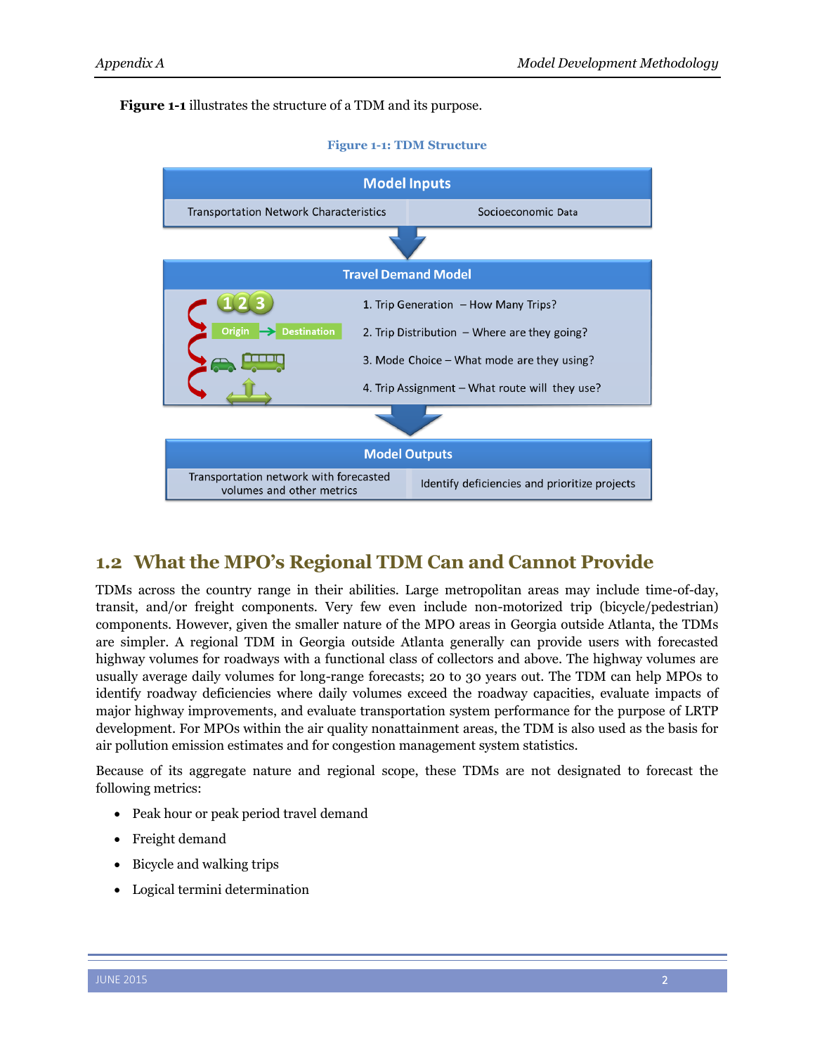**Figure 1-1** illustrates the structure of a TDM and its purpose.

**Figure 1-1: TDM Structure**

**Model Inputs**

Transportation Network Characteristics | Socioeconomic Data

**Travel Demand Model**

1. Trip Generation – How Many Trips?
2. Trip Distribution – Where are they going?
3. Mode Choice – What mode are they using?
4. Trip Assignment – What route will they use?

**Model Outputs**

Transportation network with forecasted volumes and other metrics | Identify deficiencies and prioritize projects

## 1.2 What the MPO's Regional TDM Can and Cannot Provide

TDMs across the country range in their abilities. Large metropolitan areas may include time-of-day, transit, and/or freight components. Very few even include non-motorized trip (bicycle/pedestrian) components. However, given the smaller nature of the MPO areas in Georgia outside Atlanta, the TDMs are simpler. A regional TDM in Georgia outside Atlanta generally can provide users with forecasted highway volumes for roadways with a functional class of collectors and above. The highway volumes are usually average daily volumes for long-range forecasts; 20 to 30 years out. The TDM can help MPOs to identify roadway deficiencies where daily volumes exceed the roadway capacities, evaluate impacts of major highway improvements, and evaluate transportation system performance for the purpose of LRTP development. For MPOs within the air quality nonattainment areas, the TDM is also used as the basis for air pollution emission estimates and for congestion management system statistics.

Because of its aggregate nature and regional scope, these TDMs are not designated to forecast the following metrics:

- Peak hour or peak period travel demand
- Freight demand
- Bicycle and walking trips
- Logical termini determination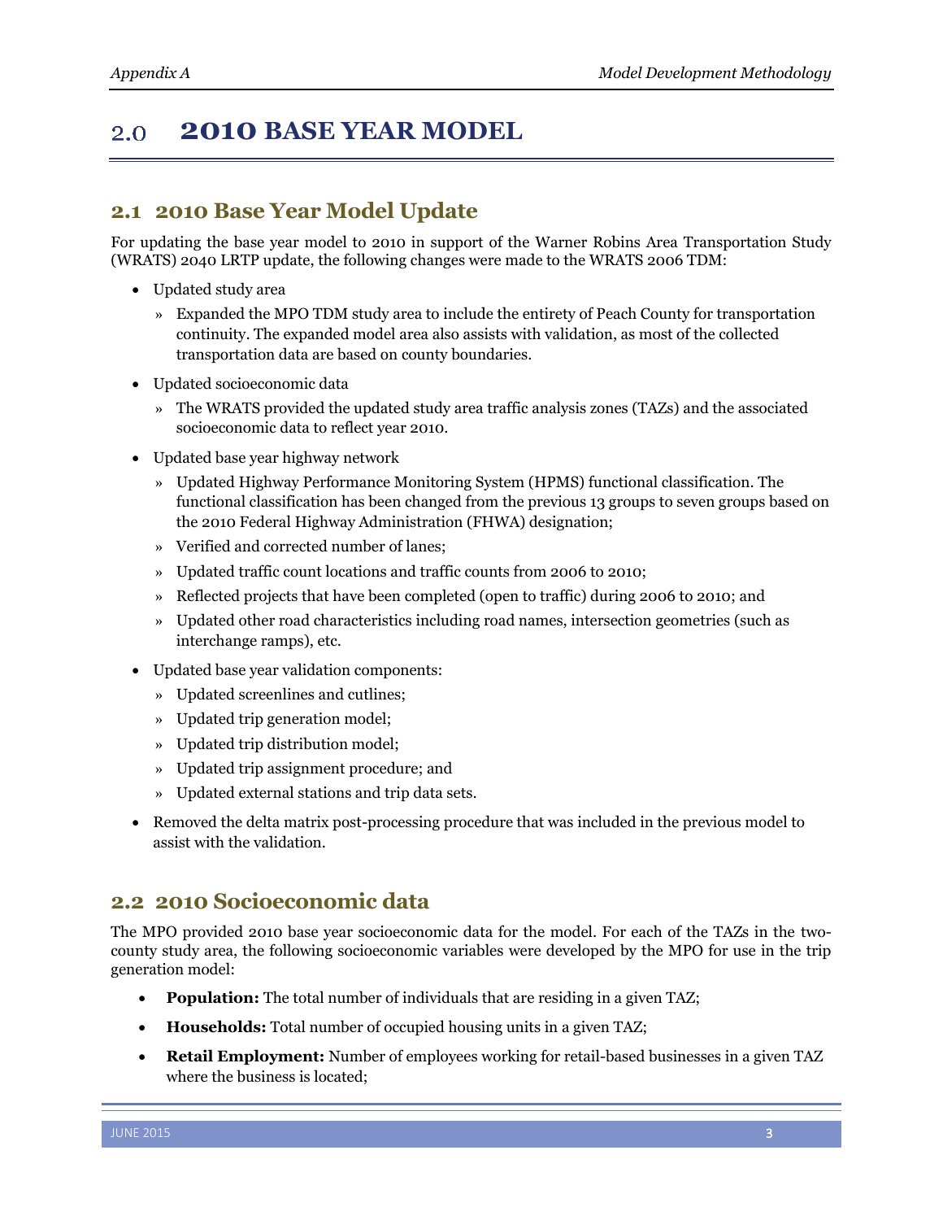# 2.0 2010 BASE YEAR MODEL

## 2.1 2010 Base Year Model Update

For updating the base year model to 2010 in support of the Warner Robins Area Transportation Study (WRATS) 2040 LRTP update, the following changes were made to the WRATS 2006 TDM:

- Updated study area
  - » Expanded the MPO TDM study area to include the entirety of Peach County for transportation continuity. The expanded model area also assists with validation, as most of the collected transportation data are based on county boundaries.
- Updated socioeconomic data
  - » The WRATS provided the updated study area traffic analysis zones (TAZs) and the associated socioeconomic data to reflect year 2010.
- Updated base year highway network
  - » Updated Highway Performance Monitoring System (HPMS) functional classification. The functional classification has been changed from the previous 13 groups to seven groups based on the 2010 Federal Highway Administration (FHWA) designation;
  - » Verified and corrected number of lanes;
  - » Updated traffic count locations and traffic counts from 2006 to 2010;
  - » Reflected projects that have been completed (open to traffic) during 2006 to 2010; and
  - » Updated other road characteristics including road names, intersection geometries (such as interchange ramps), etc.
- Updated base year validation components:
  - » Updated screenlines and cutlines;
  - » Updated trip generation model;
  - » Updated trip distribution model;
  - » Updated trip assignment procedure; and
  - » Updated external stations and trip data sets.
- Removed the delta matrix post-processing procedure that was included in the previous model to assist with the validation.

## 2.2 2010 Socioeconomic data

The MPO provided 2010 base year socioeconomic data for the model. For each of the TAZs in the two-county study area, the following socioeconomic variables were developed by the MPO for use in the trip generation model:

- **Population:** The total number of individuals that are residing in a given TAZ;
- **Households:** Total number of occupied housing units in a given TAZ;
- **Retail Employment:** Number of employees working for retail-based businesses in a given TAZ where the business is located;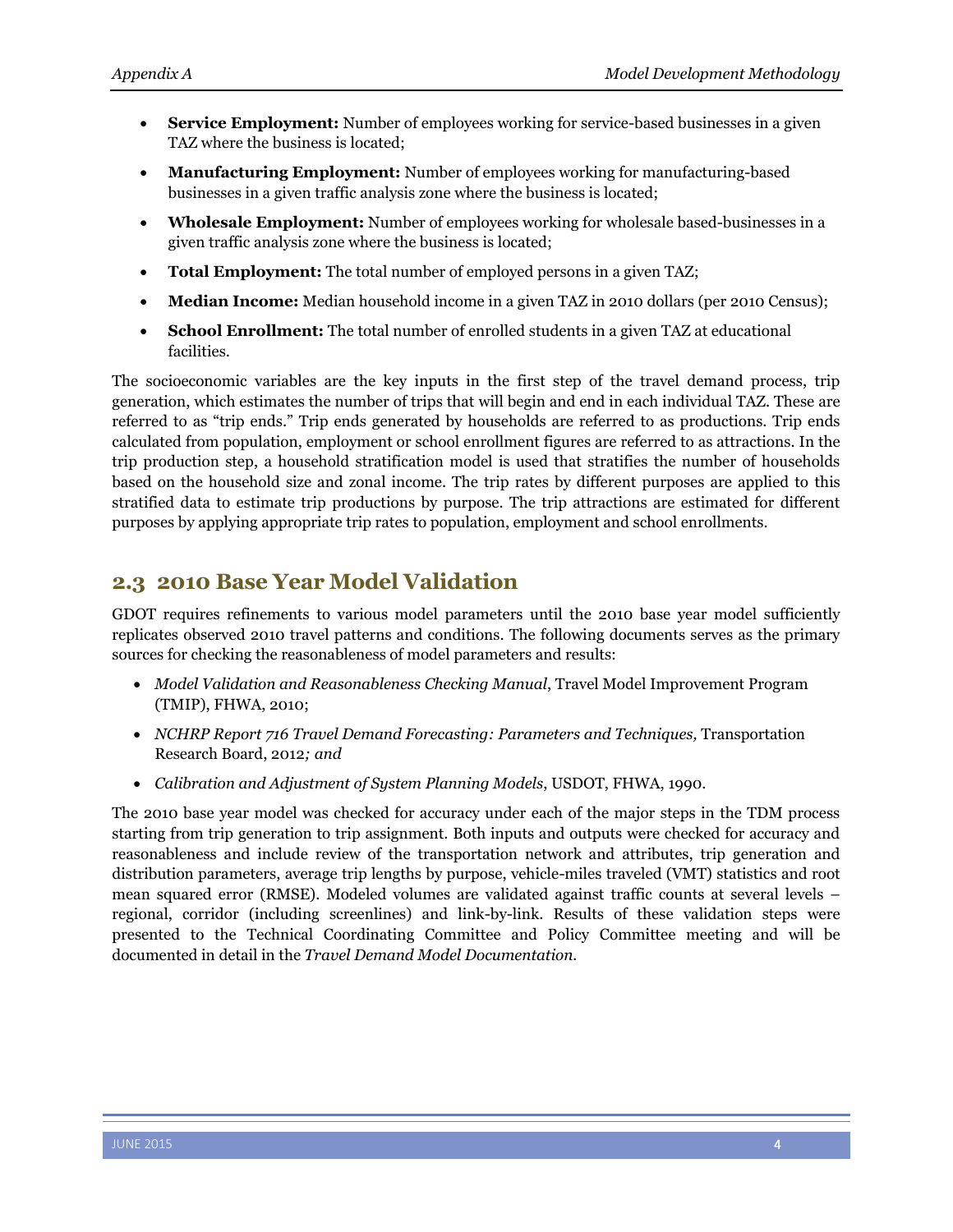- **Service Employment:** Number of employees working for service-based businesses in a given TAZ where the business is located;
- **Manufacturing Employment:** Number of employees working for manufacturing-based businesses in a given traffic analysis zone where the business is located;
- **Wholesale Employment:** Number of employees working for wholesale based-businesses in a given traffic analysis zone where the business is located;
- **Total Employment:** The total number of employed persons in a given TAZ;
- **Median Income:** Median household income in a given TAZ in 2010 dollars (per 2010 Census);
- **School Enrollment:** The total number of enrolled students in a given TAZ at educational facilities.

The socioeconomic variables are the key inputs in the first step of the travel demand process, trip generation, which estimates the number of trips that will begin and end in each individual TAZ. These are referred to as "trip ends." Trip ends generated by households are referred to as productions. Trip ends calculated from population, employment or school enrollment figures are referred to as attractions. In the trip production step, a household stratification model is used that stratifies the number of households based on the household size and zonal income. The trip rates by different purposes are applied to this stratified data to estimate trip productions by purpose. The trip attractions are estimated for different purposes by applying appropriate trip rates to population, employment and school enrollments.

## 2.3 2010 Base Year Model Validation

GDOT requires refinements to various model parameters until the 2010 base year model sufficiently replicates observed 2010 travel patterns and conditions. The following documents serves as the primary sources for checking the reasonableness of model parameters and results:

- *Model Validation and Reasonableness Checking Manual*, Travel Model Improvement Program (TMIP), FHWA, 2010;
- *NCHRP Report 716 Travel Demand Forecasting: Parameters and Techniques,* Transportation Research Board, 2012*; and*
- *Calibration and Adjustment of System Planning Models*, USDOT, FHWA, 1990.

The 2010 base year model was checked for accuracy under each of the major steps in the TDM process starting from trip generation to trip assignment. Both inputs and outputs were checked for accuracy and reasonableness and include review of the transportation network and attributes, trip generation and distribution parameters, average trip lengths by purpose, vehicle-miles traveled (VMT) statistics and root mean squared error (RMSE). Modeled volumes are validated against traffic counts at several levels – regional, corridor (including screenlines) and link-by-link. Results of these validation steps were presented to the Technical Coordinating Committee and Policy Committee meeting and will be documented in detail in the *Travel Demand Model Documentation.*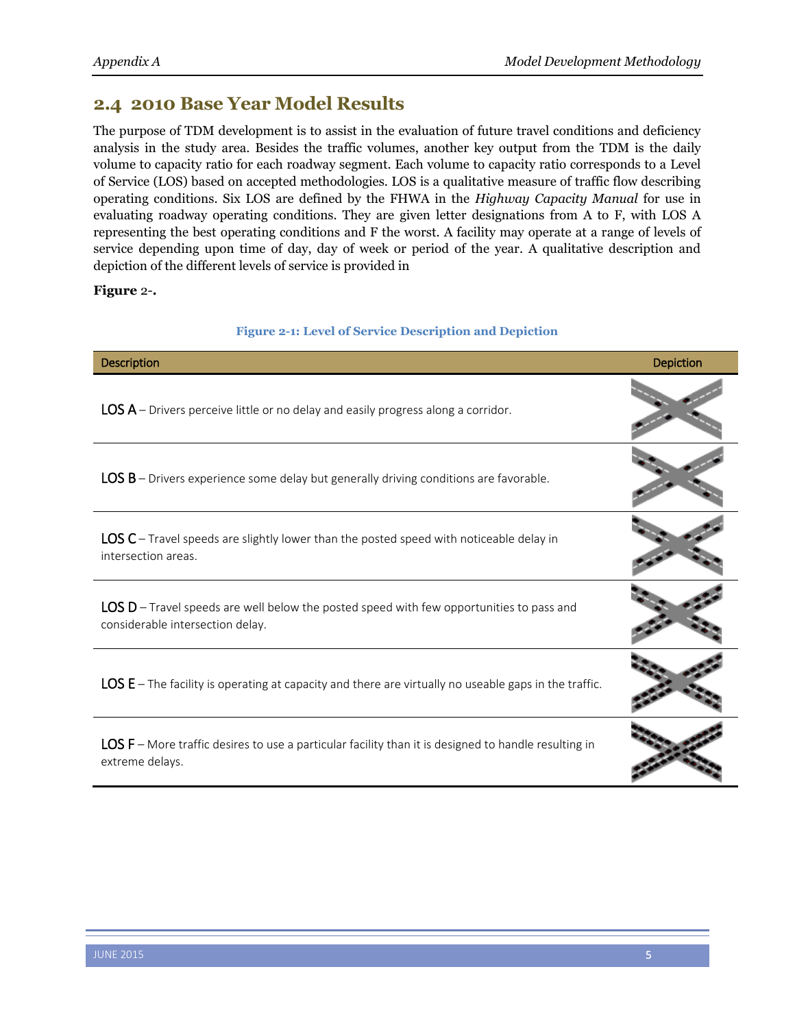## 2.4 2010 Base Year Model Results

The purpose of TDM development is to assist in the evaluation of future travel conditions and deficiency analysis in the study area. Besides the traffic volumes, another key output from the TDM is the daily volume to capacity ratio for each roadway segment. Each volume to capacity ratio corresponds to a Level of Service (LOS) based on accepted methodologies. LOS is a qualitative measure of traffic flow describing operating conditions. Six LOS are defined by the FHWA in the *Highway Capacity Manual* for use in evaluating roadway operating conditions. They are given letter designations from A to F, with LOS A representing the best operating conditions and F the worst. A facility may operate at a range of levels of service depending upon time of day, day of week or period of the year. A qualitative description and depiction of the different levels of service is provided in

**Figure** 2-**.**

**Figure 2-1: Level of Service Description and Depiction**

| Description | Depiction |
|---|---|
| LOS A – Drivers perceive little or no delay and easily progress along a corridor. | |
| LOS B – Drivers experience some delay but generally driving conditions are favorable. | |
| LOS C – Travel speeds are slightly lower than the posted speed with noticeable delay in intersection areas. | |
| LOS D – Travel speeds are well below the posted speed with few opportunities to pass and considerable intersection delay. | |
| LOS E – The facility is operating at capacity and there are virtually no useable gaps in the traffic. | |
| LOS F – More traffic desires to use a particular facility than it is designed to handle resulting in extreme delays. | |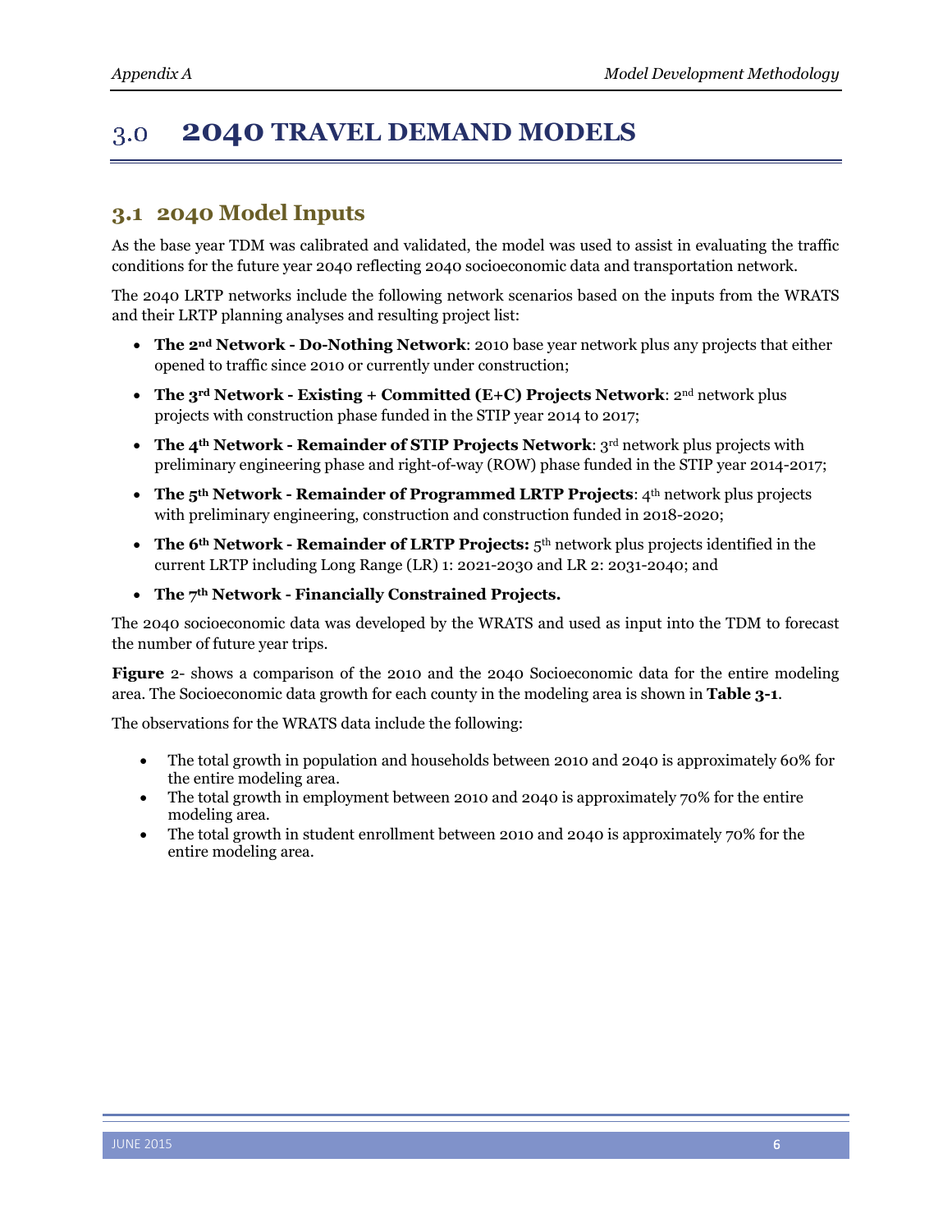# 3.0 2040 TRAVEL DEMAND MODELS

## 3.1 2040 Model Inputs

As the base year TDM was calibrated and validated, the model was used to assist in evaluating the traffic conditions for the future year 2040 reflecting 2040 socioeconomic data and transportation network.

The 2040 LRTP networks include the following network scenarios based on the inputs from the WRATS and their LRTP planning analyses and resulting project list:

- **The 2nd Network - Do-Nothing Network**: 2010 base year network plus any projects that either opened to traffic since 2010 or currently under construction;
- **The 3rd Network - Existing + Committed (E+C) Projects Network**: 2nd network plus projects with construction phase funded in the STIP year 2014 to 2017;
- **The 4th Network - Remainder of STIP Projects Network**: 3rd network plus projects with preliminary engineering phase and right-of-way (ROW) phase funded in the STIP year 2014-2017;
- **The 5th Network - Remainder of Programmed LRTP Projects**: 4th network plus projects with preliminary engineering, construction and construction funded in 2018-2020;
- **The 6th Network - Remainder of LRTP Projects:** 5th network plus projects identified in the current LRTP including Long Range (LR) 1: 2021-2030 and LR 2: 2031-2040; and
- **The 7th Network - Financially Constrained Projects.**

The 2040 socioeconomic data was developed by the WRATS and used as input into the TDM to forecast the number of future year trips.

**Figure** 2- shows a comparison of the 2010 and the 2040 Socioeconomic data for the entire modeling area. The Socioeconomic data growth for each county in the modeling area is shown in **Table 3-1**.

The observations for the WRATS data include the following:

- The total growth in population and households between 2010 and 2040 is approximately 60% for the entire modeling area.
- The total growth in employment between 2010 and 2040 is approximately 70% for the entire modeling area.
- The total growth in student enrollment between 2010 and 2040 is approximately 70% for the entire modeling area.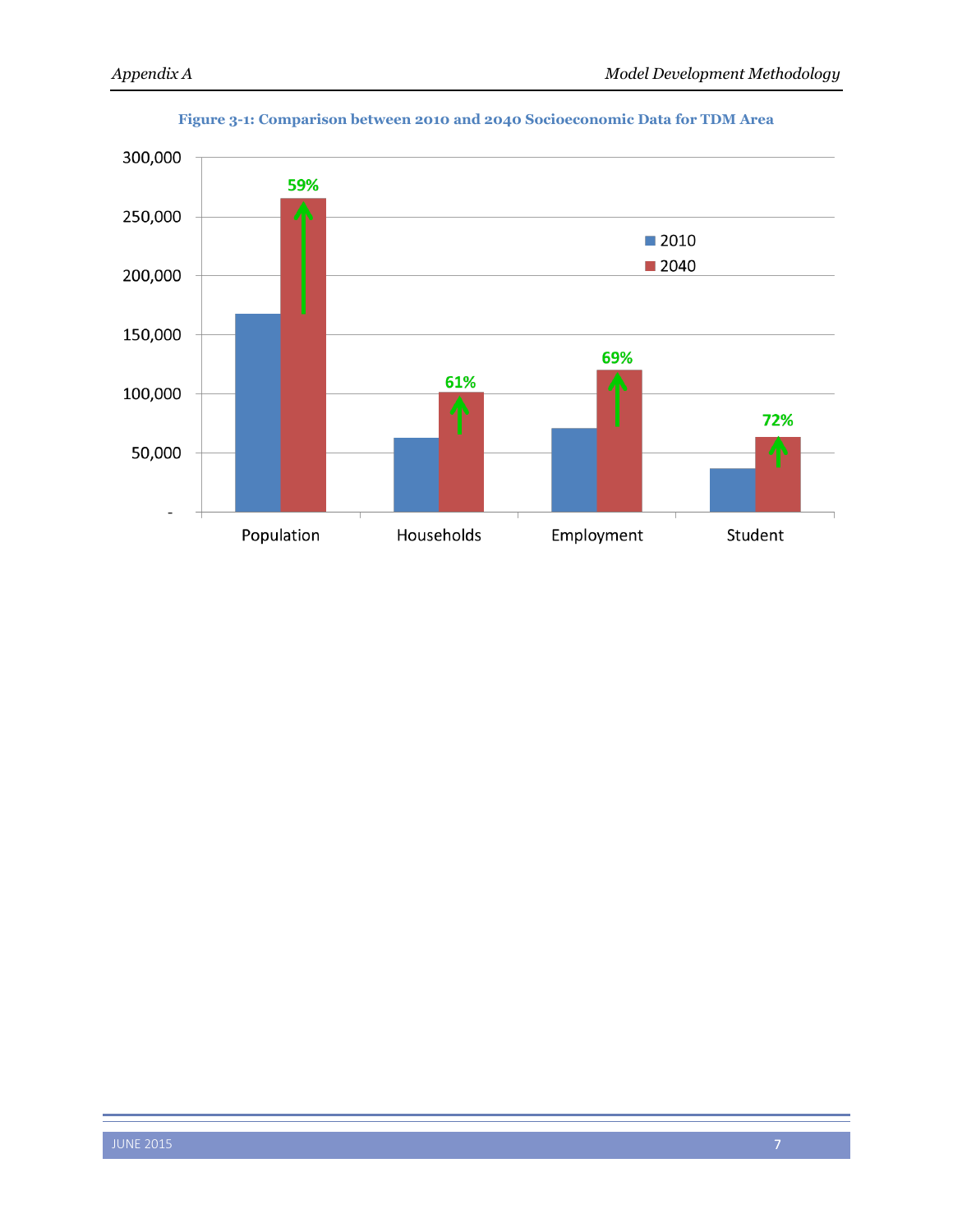**Figure 3-1: Comparison between 2010 and 2040 Socioeconomic Data for TDM Area**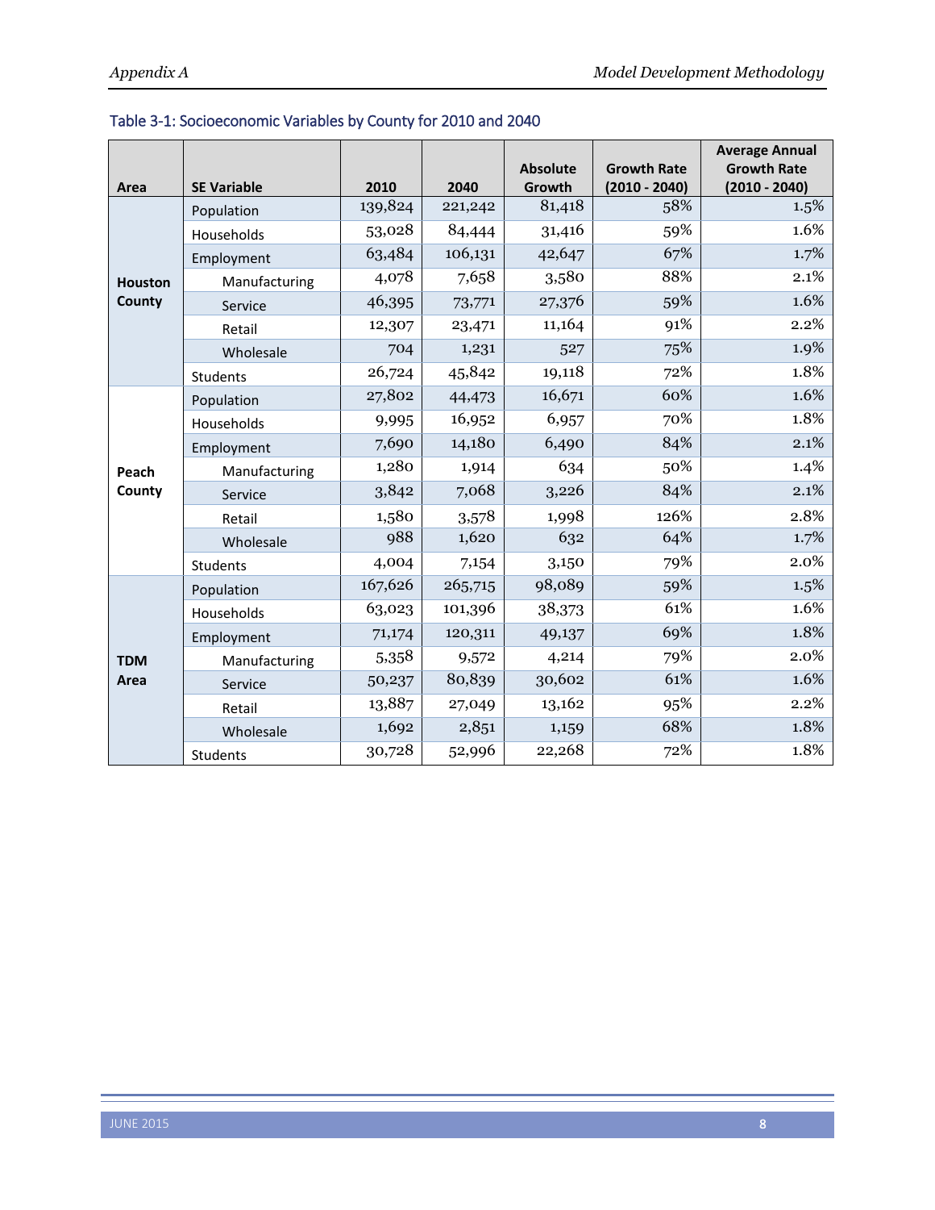Table 3-1: Socioeconomic Variables by County for 2010 and 2040

| Area | SE Variable | 2010 | 2040 | Absolute Growth | Growth Rate (2010 - 2040) | Average Annual Growth Rate (2010 - 2040) |
|---|---|---|---|---|---|---|
| Houston County | Population | 139,824 | 221,242 | 81,418 | 58% | 1.5% |
| | Households | 53,028 | 84,444 | 31,416 | 59% | 1.6% |
| | Employment | 63,484 | 106,131 | 42,647 | 67% | 1.7% |
| | Manufacturing | 4,078 | 7,658 | 3,580 | 88% | 2.1% |
| | Service | 46,395 | 73,771 | 27,376 | 59% | 1.6% |
| | Retail | 12,307 | 23,471 | 11,164 | 91% | 2.2% |
| | Wholesale | 704 | 1,231 | 527 | 75% | 1.9% |
| | Students | 26,724 | 45,842 | 19,118 | 72% | 1.8% |
| Peach County | Population | 27,802 | 44,473 | 16,671 | 60% | 1.6% |
| | Households | 9,995 | 16,952 | 6,957 | 70% | 1.8% |
| | Employment | 7,690 | 14,180 | 6,490 | 84% | 2.1% |
| | Manufacturing | 1,280 | 1,914 | 634 | 50% | 1.4% |
| | Service | 3,842 | 7,068 | 3,226 | 84% | 2.1% |
| | Retail | 1,580 | 3,578 | 1,998 | 126% | 2.8% |
| | Wholesale | 988 | 1,620 | 632 | 64% | 1.7% |
| | Students | 4,004 | 7,154 | 3,150 | 79% | 2.0% |
| TDM Area | Population | 167,626 | 265,715 | 98,089 | 59% | 1.5% |
| | Households | 63,023 | 101,396 | 38,373 | 61% | 1.6% |
| | Employment | 71,174 | 120,311 | 49,137 | 69% | 1.8% |
| | Manufacturing | 5,358 | 9,572 | 4,214 | 79% | 2.0% |
| | Service | 50,237 | 80,839 | 30,602 | 61% | 1.6% |
| | Retail | 13,887 | 27,049 | 13,162 | 95% | 2.2% |
| | Wholesale | 1,692 | 2,851 | 1,159 | 68% | 1.8% |
| | Students | 30,728 | 52,996 | 22,268 | 72% | 1.8% |